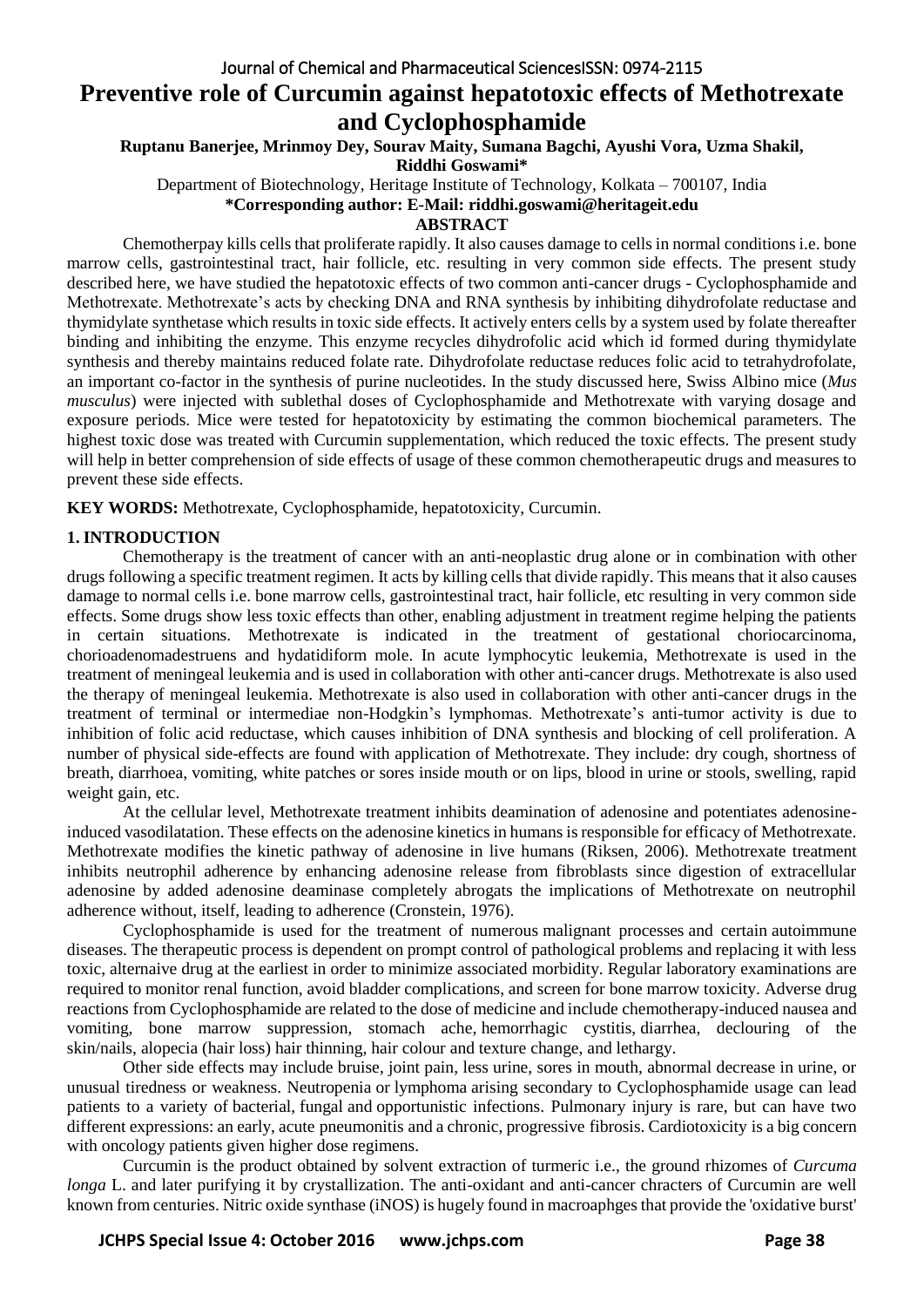# Preventive role of Curcumin against hepatotoxic effects of Methotrexate and Cyclophosphamide

**Ruptanu Banerjee, Mrinmoy Dey, Sourav Maity, Sumana Bagchi, Ayushi Vora, Uzma Shakil, Riddhi Goswami***

Department of Biotechnology, Heritage Institute of Technology, Kolkata – 700107, India

**\*Corresponding author: E-Mail: riddhi.goswami@heritageit.edu**

## ABSTRACT

Chemotherpay kills cells that proliferate rapidly. It also causes damage to cells in normal conditions i.e. bone marrow cells, gastrointestinal tract, hair follicle, etc. resulting in very common side effects. The present study described here, we have studied the hepatotoxic effects of two common anti-cancer drugs - Cyclophosphamide and Methotrexate. Methotrexate's acts by checking DNA and RNA synthesis by inhibiting dihydrofolate reductase and thymidylate synthetase which results in toxic side effects. It actively enters cells by a system used by folate thereafter binding and inhibiting the enzyme. This enzyme recycles dihydrofolic acid which id formed during thymidylate synthesis and thereby maintains reduced folate rate. Dihydrofolate reductase reduces folic acid to tetrahydrofolate, an important co-factor in the synthesis of purine nucleotides. In the study discussed here, Swiss Albino mice (*Mus musculus*) were injected with sublethal doses of Cyclophosphamide and Methotrexate with varying dosage and exposure periods. Mice were tested for hepatotoxicity by estimating the common biochemical parameters. The highest toxic dose was treated with Curcumin supplementation, which reduced the toxic effects. The present study will help in better comprehension of side effects of usage of these common chemotherapeutic drugs and measures to prevent these side effects.

**KEY WORDS:** Methotrexate, Cyclophosphamide, hepatotoxicity, Curcumin.

## 1. INTRODUCTION

Chemotherapy is the treatment of cancer with an anti-neoplastic drug alone or in combination with other drugs following a specific treatment regimen. It acts by killing cells that divide rapidly. This means that it also causes damage to normal cells i.e. bone marrow cells, gastrointestinal tract, hair follicle, etc resulting in very common side effects. Some drugs show less toxic effects than other, enabling adjustment in treatment regime helping the patients in certain situations. Methotrexate is indicated in the treatment of gestational choriocarcinoma, chorioadenomadestruens and hydatidiform mole. In acute lymphocytic leukemia, Methotrexate is used in the treatment of meningeal leukemia and is used in collaboration with other anti-cancer drugs. Methotrexate is also used the therapy of meningeal leukemia. Methotrexate is also used in collaboration with other anti-cancer drugs in the treatment of terminal or intermediae non-Hodgkin's lymphomas. Methotrexate's anti-tumor activity is due to inhibition of folic acid reductase, which causes inhibition of DNA synthesis and blocking of cell proliferation. A number of physical side-effects are found with application of Methotrexate. They include: dry cough, shortness of breath, diarrhoea, vomiting, white patches or sores inside mouth or on lips, blood in urine or stools, swelling, rapid weight gain, etc.

At the cellular level, Methotrexate treatment inhibits deamination of adenosine and potentiates adenosine-induced vasodilatation. These effects on the adenosine kinetics in humans is responsible for efficacy of Methotrexate. Methotrexate modifies the kinetic pathway of adenosine in live humans (Riksen, 2006). Methotrexate treatment inhibits neutrophil adherence by enhancing adenosine release from fibroblasts since digestion of extracellular adenosine by added adenosine deaminase completely abrogats the implications of Methotrexate on neutrophil adherence without, itself, leading to adherence (Cronstein, 1976).

Cyclophosphamide is used for the treatment of numerous malignant processes and certain autoimmune diseases. The therapeutic process is dependent on prompt control of pathological problems and replacing it with less toxic, alternaive drug at the earliest in order to minimize associated morbidity. Regular laboratory examinations are required to monitor renal function, avoid bladder complications, and screen for bone marrow toxicity. Adverse drug reactions from Cyclophosphamide are related to the dose of medicine and include chemotherapy-induced nausea and vomiting, bone marrow suppression, stomach ache, hemorrhagic cystitis, diarrhea, declouring of the skin/nails, alopecia (hair loss) hair thinning, hair colour and texture change, and lethargy.

Other side effects may include bruise, joint pain, less urine, sores in mouth, abnormal decrease in urine, or unusual tiredness or weakness. Neutropenia or lymphoma arising secondary to Cyclophosphamide usage can lead patients to a variety of bacterial, fungal and opportunistic infections. Pulmonary injury is rare, but can have two different expressions: an early, acute pneumonitis and a chronic, progressive fibrosis. Cardiotoxicity is a big concern with oncology patients given higher dose regimens.

Curcumin is the product obtained by solvent extraction of turmeric i.e., the ground rhizomes of *Curcuma longa* L. and later purifying it by crystallization. The anti-oxidant and anti-cancer chracters of Curcumin are well known from centuries. Nitric oxide synthase (iNOS) is hugely found in macroaphges that provide the 'oxidative burst'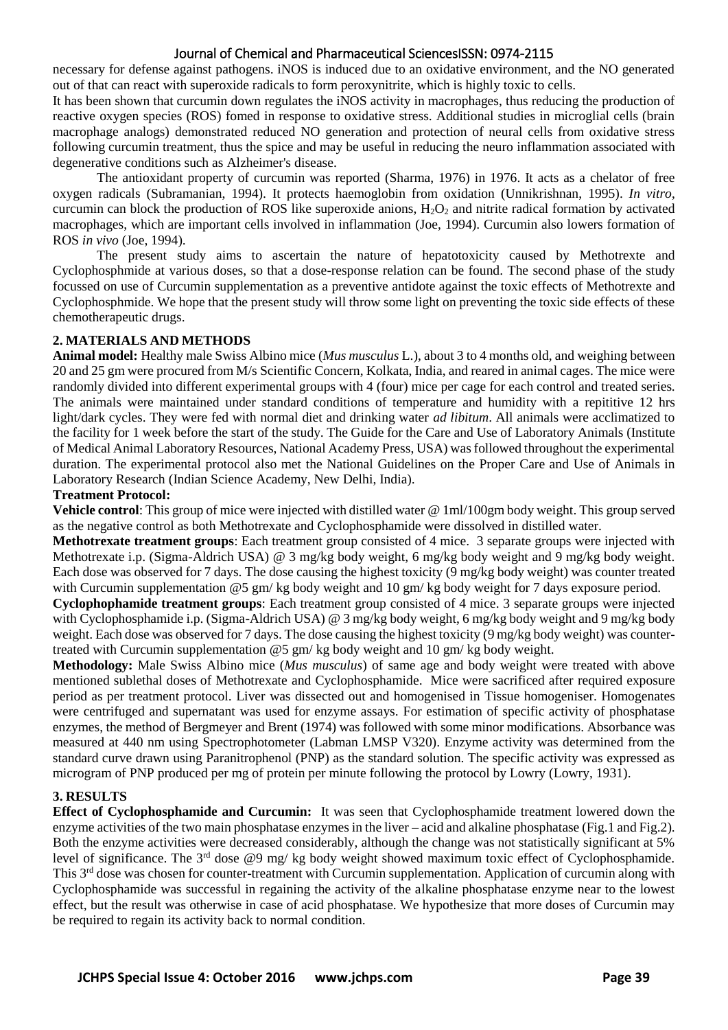necessary for defense against pathogens. iNOS is induced due to an oxidative environment, and the NO generated out of that can react with superoxide radicals to form peroxynitrite, which is highly toxic to cells.

It has been shown that curcumin down regulates the iNOS activity in macrophages, thus reducing the production of reactive oxygen species (ROS) fomed in response to oxidative stress. Additional studies in microglial cells (brain macrophage analogs) demonstrated reduced NO generation and protection of neural cells from oxidative stress following curcumin treatment, thus the spice and may be useful in reducing the neuro inflammation associated with degenerative conditions such as Alzheimer's disease.

The antioxidant property of curcumin was reported (Sharma, 1976) in 1976. It acts as a chelator of free oxygen radicals (Subramanian, 1994). It protects haemoglobin from oxidation (Unnikrishnan, 1995). *In vitro*, curcumin can block the production of ROS like superoxide anions, $H_2O_2$ and nitrite radical formation by activated macrophages, which are important cells involved in inflammation (Joe, 1994). Curcumin also lowers formation of ROS *in vivo* (Joe, 1994).

The present study aims to ascertain the nature of hepatotoxicity caused by Methotrexte and Cyclophosphmide at various doses, so that a dose-response relation can be found. The second phase of the study focussed on use of Curcumin supplementation as a preventive antidote against the toxic effects of Methotrexte and Cyclophosphmide. We hope that the present study will throw some light on preventing the toxic side effects of these chemotherapeutic drugs.

## 2. MATERIALS AND METHODS

**Animal model:** Healthy male Swiss Albino mice (*Mus musculus* L.), about 3 to 4 months old, and weighing between 20 and 25 gm were procured from M/s Scientific Concern, Kolkata, India, and reared in animal cages. The mice were randomly divided into different experimental groups with 4 (four) mice per cage for each control and treated series. The animals were maintained under standard conditions of temperature and humidity with a repititive 12 hrs light/dark cycles. They were fed with normal diet and drinking water *ad libitum*. All animals were acclimatized to the facility for 1 week before the start of the study. The Guide for the Care and Use of Laboratory Animals (Institute of Medical Animal Laboratory Resources, National Academy Press, USA) was followed throughout the experimental duration. The experimental protocol also met the National Guidelines on the Proper Care and Use of Animals in Laboratory Research (Indian Science Academy, New Delhi, India).

**Treatment Protocol:**

**Vehicle control**: This group of mice were injected with distilled water @ 1ml/100gm body weight. This group served as the negative control as both Methotrexate and Cyclophosphamide were dissolved in distilled water.

**Methotrexate treatment groups**: Each treatment group consisted of 4 mice. 3 separate groups were injected with Methotrexate i.p. (Sigma-Aldrich USA) @ 3 mg/kg body weight, 6 mg/kg body weight and 9 mg/kg body weight. Each dose was observed for 7 days. The dose causing the highest toxicity (9 mg/kg body weight) was counter treated with Curcumin supplementation @5 gm/ kg body weight and 10 gm/ kg body weight for 7 days exposure period.

**Cyclophophamide treatment groups**: Each treatment group consisted of 4 mice. 3 separate groups were injected with Cyclophosphamide i.p. (Sigma-Aldrich USA) @ 3 mg/kg body weight, 6 mg/kg body weight and 9 mg/kg body weight. Each dose was observed for 7 days. The dose causing the highest toxicity (9 mg/kg body weight) was counter-treated with Curcumin supplementation @5 gm/ kg body weight and 10 gm/ kg body weight.

**Methodology:** Male Swiss Albino mice (*Mus musculus*) of same age and body weight were treated with above mentioned sublethal doses of Methotrexate and Cyclophosphamide. Mice were sacrificed after required exposure period as per treatment protocol. Liver was dissected out and homogenised in Tissue homogeniser. Homogenates were centrifuged and supernatant was used for enzyme assays. For estimation of specific activity of phosphatase enzymes, the method of Bergmeyer and Brent (1974) was followed with some minor modifications. Absorbance was measured at 440 nm using Spectrophotometer (Labman LMSP V320). Enzyme activity was determined from the standard curve drawn using Paranitrophenol (PNP) as the standard solution. The specific activity was expressed as microgram of PNP produced per mg of protein per minute following the protocol by Lowry (Lowry, 1931).

## 3. RESULTS

**Effect of Cyclophosphamide and Curcumin:** It was seen that Cyclophosphamide treatment lowered down the enzyme activities of the two main phosphatase enzymes in the liver – acid and alkaline phosphatase (Fig.1 and Fig.2). Both the enzyme activities were decreased considerably, although the change was not statistically significant at 5% level of significance. The 3rd dose @9 mg/ kg body weight showed maximum toxic effect of Cyclophosphamide. This 3rd dose was chosen for counter-treatment with Curcumin supplementation. Application of curcumin along with Cyclophosphamide was successful in regaining the activity of the alkaline phosphatase enzyme near to the lowest effect, but the result was otherwise in case of acid phosphatase. We hypothesize that more doses of Curcumin may be required to regain its activity back to normal condition.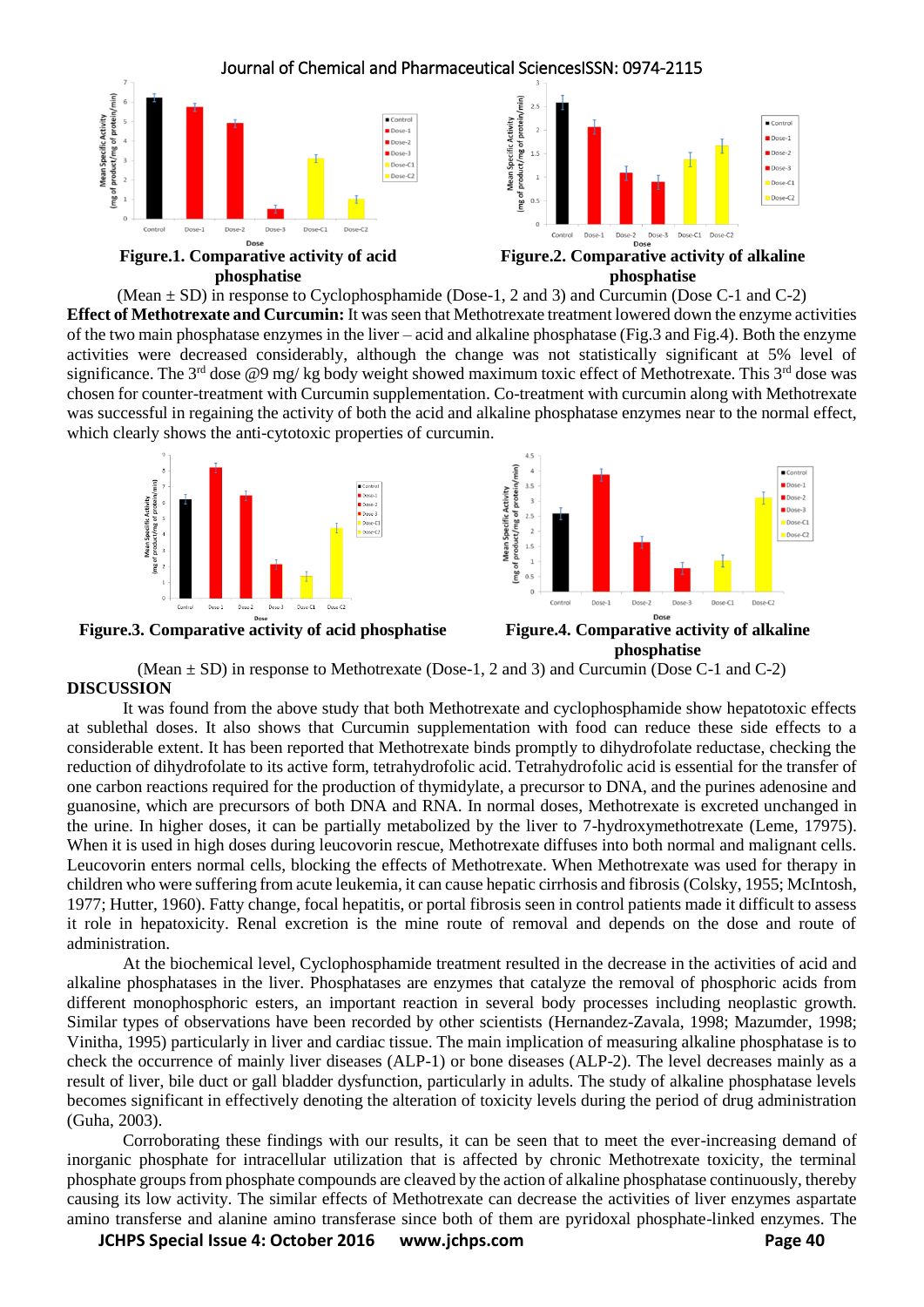**Figure.1. Comparative activity of acid phosphatise**

**Figure.2. Comparative activity of alkaline phosphatise**

(Mean ± SD) in response to Cyclophosphamide (Dose-1, 2 and 3) and Curcumin (Dose C-1 and C-2)

**Effect of Methotrexate and Curcumin:** It was seen that Methotrexate treatment lowered down the enzyme activities of the two main phosphatase enzymes in the liver – acid and alkaline phosphatase (Fig.3 and Fig.4). Both the enzyme activities were decreased considerably, although the change was not statistically significant at 5% level of significance. The 3rd dose @9 mg/ kg body weight showed maximum toxic effect of Methotrexate. This 3rd dose was chosen for counter-treatment with Curcumin supplementation. Co-treatment with curcumin along with Methotrexate was successful in regaining the activity of both the acid and alkaline phosphatase enzymes near to the normal effect, which clearly shows the anti-cytotoxic properties of curcumin.

**Figure.3. Comparative activity of acid phosphatise**

**Figure.4. Comparative activity of alkaline phosphatise**

(Mean ± SD) in response to Methotrexate (Dose-1, 2 and 3) and Curcumin (Dose C-1 and C-2)

## DISCUSSION

It was found from the above study that both Methotrexate and cyclophosphamide show hepatotoxic effects at sublethal doses. It also shows that Curcumin supplementation with food can reduce these side effects to a considerable extent. It has been reported that Methotrexate binds promptly to dihydrofolate reductase, checking the reduction of dihydrofolate to its active form, tetrahydrofolic acid. Tetrahydrofolic acid is essential for the transfer of one carbon reactions required for the production of thymidylate, a precursor to DNA, and the purines adenosine and guanosine, which are precursors of both DNA and RNA. In normal doses, Methotrexate is excreted unchanged in the urine. In higher doses, it can be partially metabolized by the liver to 7-hydroxymethotrexate (Leme, 17975). When it is used in high doses during leucovorin rescue, Methotrexate diffuses into both normal and malignant cells. Leucovorin enters normal cells, blocking the effects of Methotrexate. When Methotrexate was used for therapy in children who were suffering from acute leukemia, it can cause hepatic cirrhosis and fibrosis (Colsky, 1955; McIntosh, 1977; Hutter, 1960). Fatty change, focal hepatitis, or portal fibrosis seen in control patients made it difficult to assess it role in hepatoxicity. Renal excretion is the mine route of removal and depends on the dose and route of administration.

At the biochemical level, Cyclophosphamide treatment resulted in the decrease in the activities of acid and alkaline phosphatases in the liver. Phosphatases are enzymes that catalyze the removal of phosphoric acids from different monophosphoric esters, an important reaction in several body processes including neoplastic growth. Similar types of observations have been recorded by other scientists (Hernandez-Zavala, 1998; Mazumder, 1998; Vinitha, 1995) particularly in liver and cardiac tissue. The main implication of measuring alkaline phosphatase is to check the occurrence of mainly liver diseases (ALP-1) or bone diseases (ALP-2). The level decreases mainly as a result of liver, bile duct or gall bladder dysfunction, particularly in adults. The study of alkaline phosphatase levels becomes significant in effectively denoting the alteration of toxicity levels during the period of drug administration (Guha, 2003).

Corroborating these findings with our results, it can be seen that to meet the ever-increasing demand of inorganic phosphate for intracellular utilization that is affected by chronic Methotrexate toxicity, the terminal phosphate groups from phosphate compounds are cleaved by the action of alkaline phosphatase continuously, thereby causing its low activity. The similar effects of Methotrexate can decrease the activities of liver enzymes aspartate amino transferse and alanine amino transferase since both of them are pyridoxal phosphate-linked enzymes. The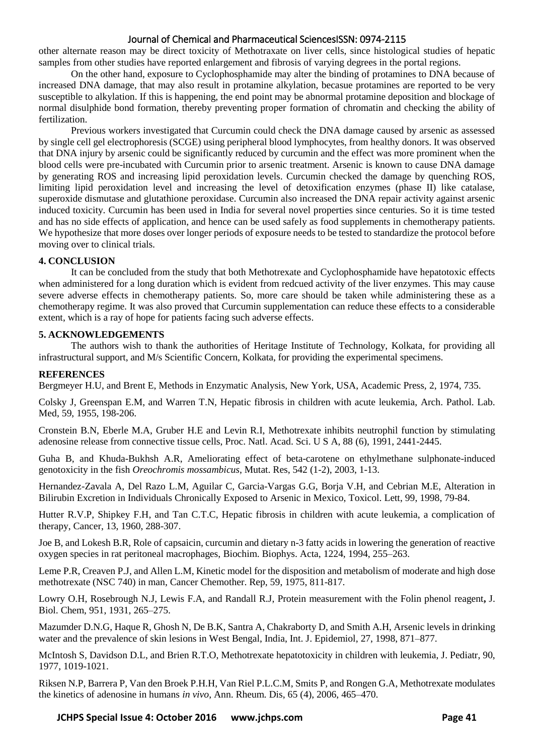other alternate reason may be direct toxicity of Methotraxate on liver cells, since histological studies of hepatic samples from other studies have reported enlargement and fibrosis of varying degrees in the portal regions.

On the other hand, exposure to Cyclophosphamide may alter the binding of protamines to DNA because of increased DNA damage, that may also result in protamine alkylation, becasue protamines are reported to be very susceptible to alkylation. If this is happening, the end point may be abnormal protamine deposition and blockage of normal disulphide bond formation, thereby preventing proper formation of chromatin and checking the ability of fertilization.

Previous workers investigated that Curcumin could check the DNA damage caused by arsenic as assessed by single cell gel electrophoresis (SCGE) using peripheral blood lymphocytes, from healthy donors. It was observed that DNA injury by arsenic could be significantly reduced by curcumin and the effect was more prominent when the blood cells were pre-incubated with Curcumin prior to arsenic treatment. Arsenic is known to cause DNA damage by generating ROS and increasing lipid peroxidation levels. Curcumin checked the damage by quenching ROS, limiting lipid peroxidation level and increasing the level of detoxification enzymes (phase II) like catalase, superoxide dismutase and glutathione peroxidase. Curcumin also increased the DNA repair activity against arsenic induced toxicity. Curcumin has been used in India for several novel properties since centuries. So it is time tested and has no side effects of application, and hence can be used safely as food supplements in chemotherapy patients. We hypothesize that more doses over longer periods of exposure needs to be tested to standardize the protocol before moving over to clinical trials.

## 4. CONCLUSION

It can be concluded from the study that both Methotrexate and Cyclophosphamide have hepatotoxic effects when administered for a long duration which is evident from redcued activity of the liver enzymes. This may cause severe adverse effects in chemotherapy patients. So, more care should be taken while administering these as a chemotherapy regime. It was also proved that Curcumin supplementation can reduce these effects to a considerable extent, which is a ray of hope for patients facing such adverse effects.

## 5. ACKNOWLEDGEMENTS

The authors wish to thank the authorities of Heritage Institute of Technology, Kolkata, for providing all infrastructural support, and M/s Scientific Concern, Kolkata, for providing the experimental specimens.

## REFERENCES

Bergmeyer H.U, and Brent E, Methods in Enzymatic Analysis, New York, USA, Academic Press, 2, 1974, 735.

Colsky J, Greenspan E.M, and Warren T.N, Hepatic fibrosis in children with acute leukemia, Arch. Pathol. Lab. Med, 59, 1955, 198-206.

Cronstein B.N, Eberle M.A, Gruber H.E and Levin R.I, Methotrexate inhibits neutrophil function by stimulating adenosine release from connective tissue cells, Proc. Natl. Acad. Sci. U S A, 88 (6), 1991, 2441-2445.

Guha B, and Khuda-Bukhsh A.R, Ameliorating effect of beta-carotene on ethylmethane sulphonate-induced genotoxicity in the fish *Oreochromis mossambicus*, Mutat. Res, 542 (1-2), 2003, 1-13.

Hernandez-Zavala A, Del Razo L.M, Aguilar C, Garcia-Vargas G.G, Borja V.H, and Cebrian M.E, Alteration in Bilirubin Excretion in Individuals Chronically Exposed to Arsenic in Mexico, Toxicol. Lett, 99, 1998, 79-84.

Hutter R.V.P, Shipkey F.H, and Tan C.T.C, Hepatic fibrosis in children with acute leukemia, a complication of therapy, Cancer, 13, 1960, 288-307.

Joe B, and Lokesh B.R, Role of capsaicin, curcumin and dietary n-3 fatty acids in lowering the generation of reactive oxygen species in rat peritoneal macrophages, Biochim. Biophys. Acta, 1224, 1994, 255–263.

Leme P.R, Creaven P.J, and Allen L.M, Kinetic model for the disposition and metabolism of moderate and high dose methotrexate (NSC 740) in man, Cancer Chemother. Rep, 59, 1975, 811-817.

Lowry O.H, Rosebrough N.J, Lewis F.A, and Randall R.J, Protein measurement with the Folin phenol reagent**,** J. Biol. Chem, 951, 1931, 265–275.

Mazumder D.N.G, Haque R, Ghosh N, De B.K, Santra A, Chakraborty D, and Smith A.H, Arsenic levels in drinking water and the prevalence of skin lesions in West Bengal, India, Int. J. Epidemiol, 27, 1998, 871–877.

McIntosh S, Davidson D.L, and Brien R.T.O, Methotrexate hepatotoxicity in children with leukemia, J. Pediatr, 90, 1977, 1019-1021.

Riksen N.P, Barrera P, Van den Broek P.H.H, Van Riel P.L.C.M, Smits P, and Rongen G.A, Methotrexate modulates the kinetics of adenosine in humans *in vivo*, Ann. Rheum. Dis, 65 (4), 2006, 465–470.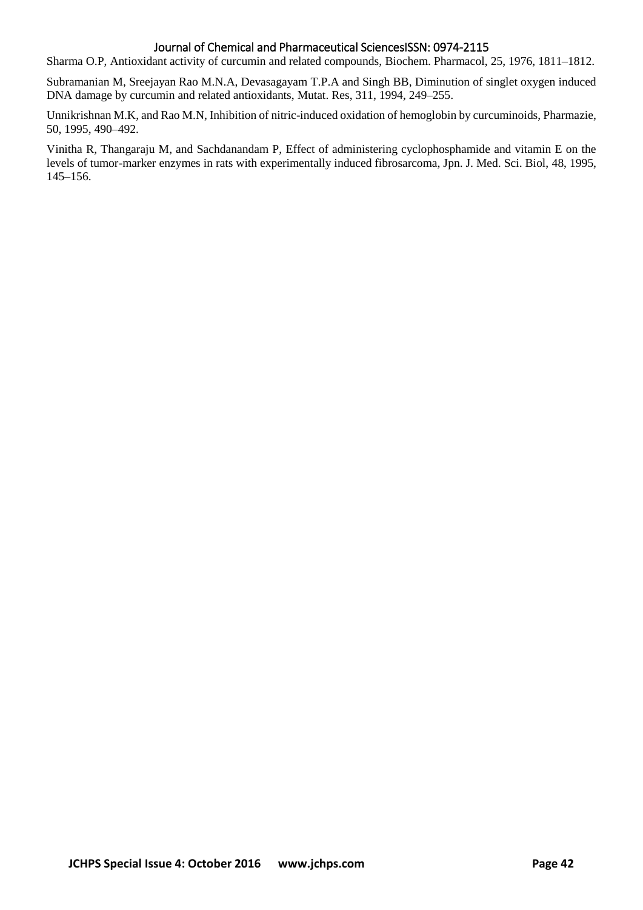Sharma O.P, Antioxidant activity of curcumin and related compounds, Biochem. Pharmacol, 25, 1976, 1811–1812.

Subramanian M, Sreejayan Rao M.N.A, Devasagayam T.P.A and Singh BB, Diminution of singlet oxygen induced DNA damage by curcumin and related antioxidants, Mutat. Res, 311, 1994, 249–255.

Unnikrishnan M.K, and Rao M.N, Inhibition of nitric-induced oxidation of hemoglobin by curcuminoids, Pharmazie, 50, 1995, 490–492.

Vinitha R, Thangaraju M, and Sachdanandam P, Effect of administering cyclophosphamide and vitamin E on the levels of tumor-marker enzymes in rats with experimentally induced fibrosarcoma, Jpn. J. Med. Sci. Biol, 48, 1995, 145–156.